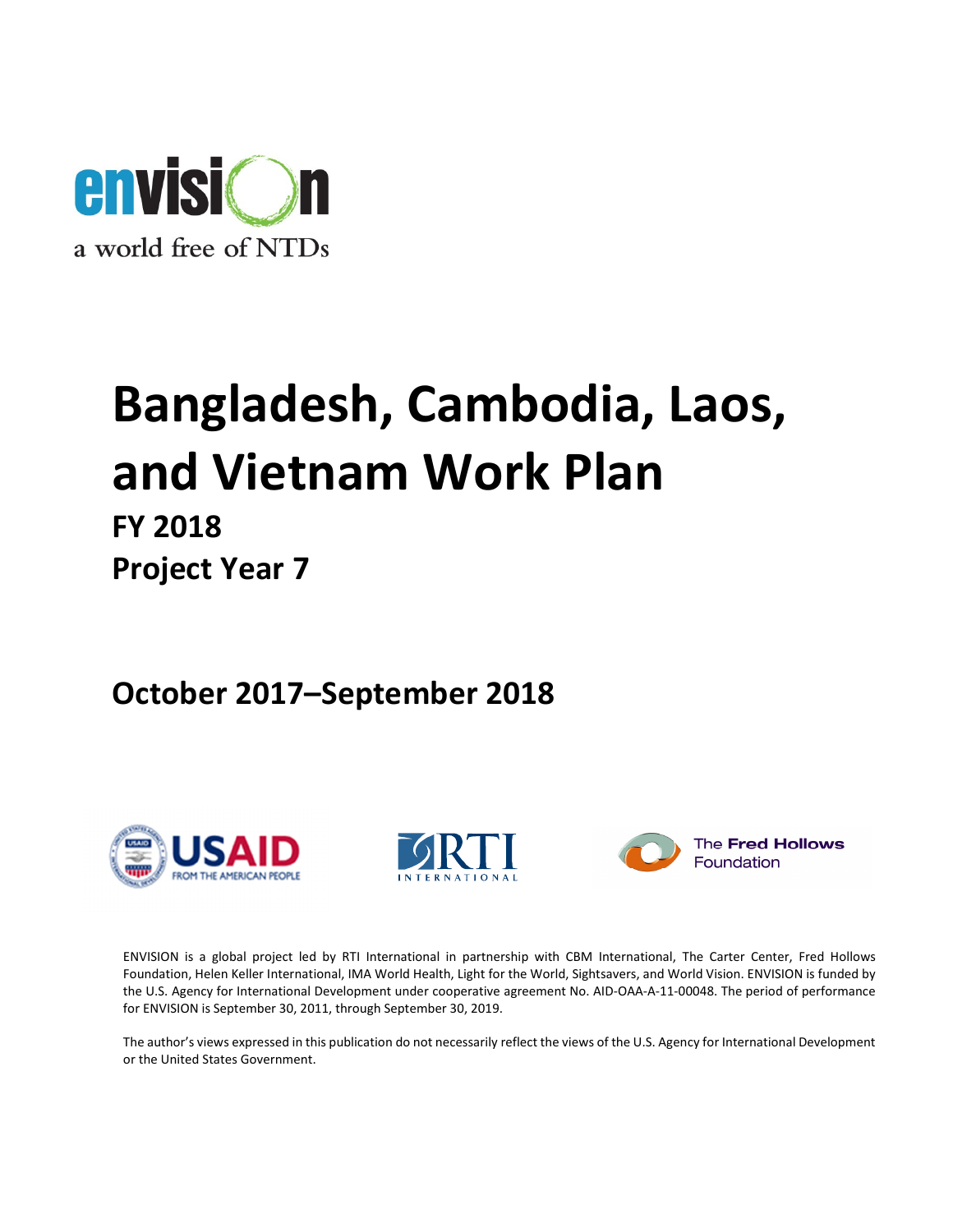envision

a world free of NTDs

# Bangladesh, Cambodia, Laos, and Vietnam Work Plan

## FY 2018

## Project Year 7

## October 2017–September 2018

USAID FROM THE AMERICAN PEOPLE

RTI INTERNATIONAL

The Fred Hollows Foundation

ENVISION is a global project led by RTI International in partnership with CBM International, The Carter Center, Fred Hollows Foundation, Helen Keller International, IMA World Health, Light for the World, Sightsavers, and World Vision. ENVISION is funded by the U.S. Agency for International Development under cooperative agreement No. AID-OAA-A-11-00048. The period of performance for ENVISION is September 30, 2011, through September 30, 2019.

The author's views expressed in this publication do not necessarily reflect the views of the U.S. Agency for International Development or the United States Government.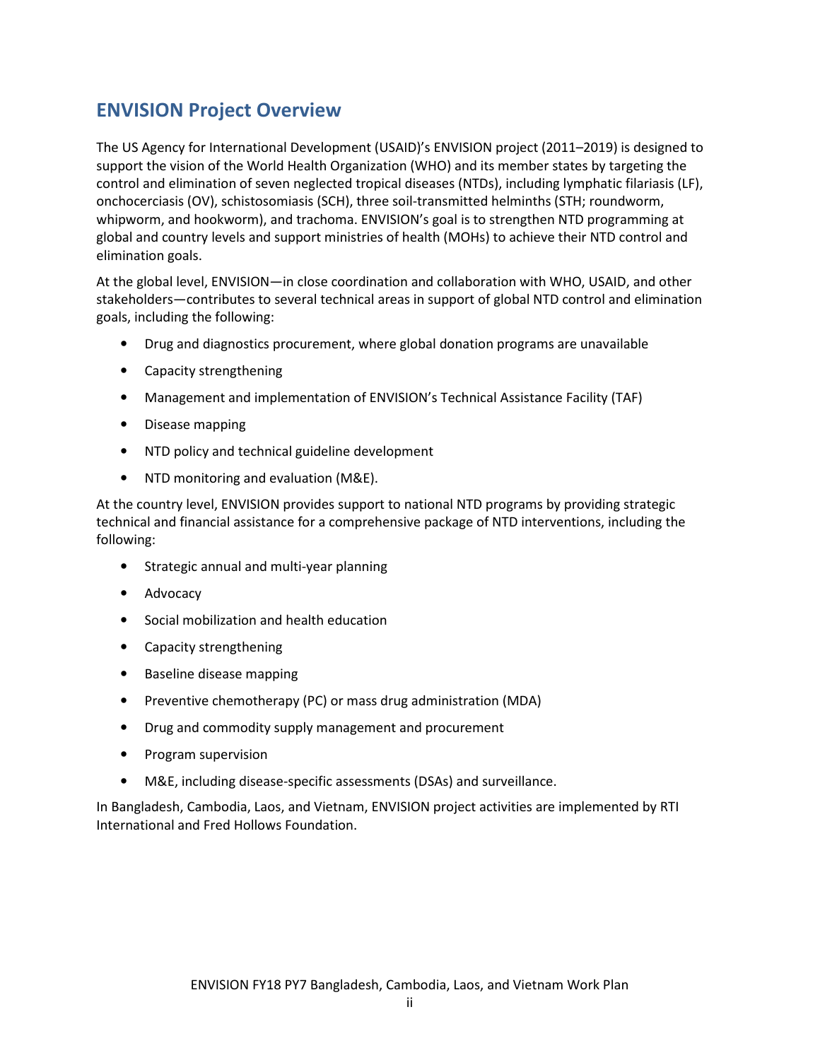## ENVISION Project Overview

The US Agency for International Development (USAID)'s ENVISION project (2011–2019) is designed to support the vision of the World Health Organization (WHO) and its member states by targeting the control and elimination of seven neglected tropical diseases (NTDs), including lymphatic filariasis (LF), onchocerciasis (OV), schistosomiasis (SCH), three soil-transmitted helminths (STH; roundworm, whipworm, and hookworm), and trachoma. ENVISION's goal is to strengthen NTD programming at global and country levels and support ministries of health (MOHs) to achieve their NTD control and elimination goals.

At the global level, ENVISION—in close coordination and collaboration with WHO, USAID, and other stakeholders—contributes to several technical areas in support of global NTD control and elimination goals, including the following:

- Drug and diagnostics procurement, where global donation programs are unavailable
- Capacity strengthening
- Management and implementation of ENVISION's Technical Assistance Facility (TAF)
- Disease mapping
- NTD policy and technical guideline development
- NTD monitoring and evaluation (M&E).

At the country level, ENVISION provides support to national NTD programs by providing strategic technical and financial assistance for a comprehensive package of NTD interventions, including the following:

- Strategic annual and multi-year planning
- Advocacy
- Social mobilization and health education
- Capacity strengthening
- Baseline disease mapping
- Preventive chemotherapy (PC) or mass drug administration (MDA)
- Drug and commodity supply management and procurement
- Program supervision
- M&E, including disease-specific assessments (DSAs) and surveillance.

In Bangladesh, Cambodia, Laos, and Vietnam, ENVISION project activities are implemented by RTI International and Fred Hollows Foundation.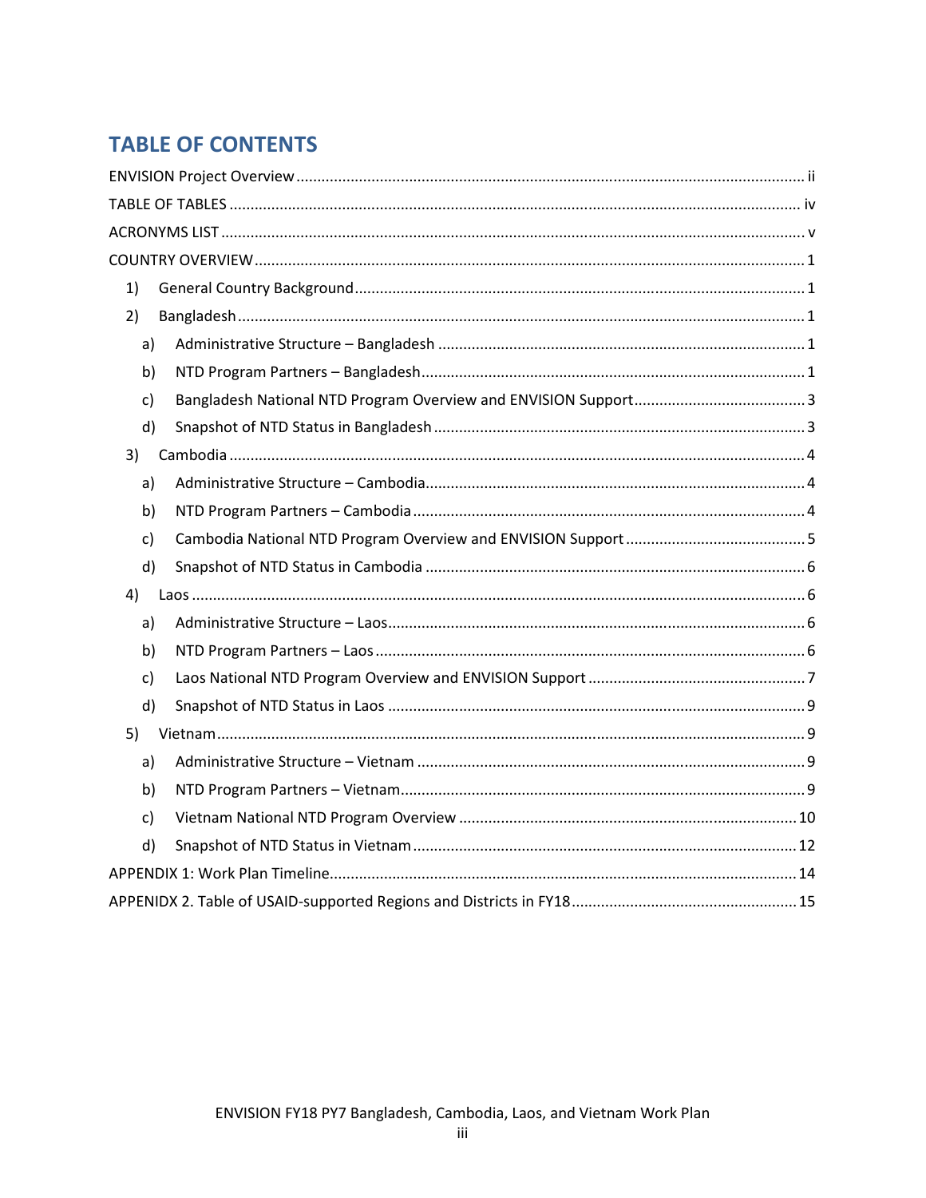## TABLE OF CONTENTS

ENVISION Project Overview ..... ii

TABLE OF TABLES ..... iv

ACRONYMS LIST ..... v

COUNTRY OVERVIEW ..... 1

- 1) General Country Background ..... 1
- 2) Bangladesh ..... 1
  - a) Administrative Structure – Bangladesh ..... 1
  - b) NTD Program Partners – Bangladesh ..... 1
  - c) Bangladesh National NTD Program Overview and ENVISION Support ..... 3
  - d) Snapshot of NTD Status in Bangladesh ..... 3
- 3) Cambodia ..... 4
  - a) Administrative Structure – Cambodia ..... 4
  - b) NTD Program Partners – Cambodia ..... 4
  - c) Cambodia National NTD Program Overview and ENVISION Support ..... 5
  - d) Snapshot of NTD Status in Cambodia ..... 6
- 4) Laos ..... 6
  - a) Administrative Structure – Laos ..... 6
  - b) NTD Program Partners – Laos ..... 6
  - c) Laos National NTD Program Overview and ENVISION Support ..... 7
  - d) Snapshot of NTD Status in Laos ..... 9
- 5) Vietnam ..... 9
  - a) Administrative Structure – Vietnam ..... 9
  - b) NTD Program Partners – Vietnam ..... 9
  - c) Vietnam National NTD Program Overview ..... 10
  - d) Snapshot of NTD Status in Vietnam ..... 12

APPENDIX 1: Work Plan Timeline ..... 14

APPENIDX 2. Table of USAID-supported Regions and Districts in FY18 ..... 15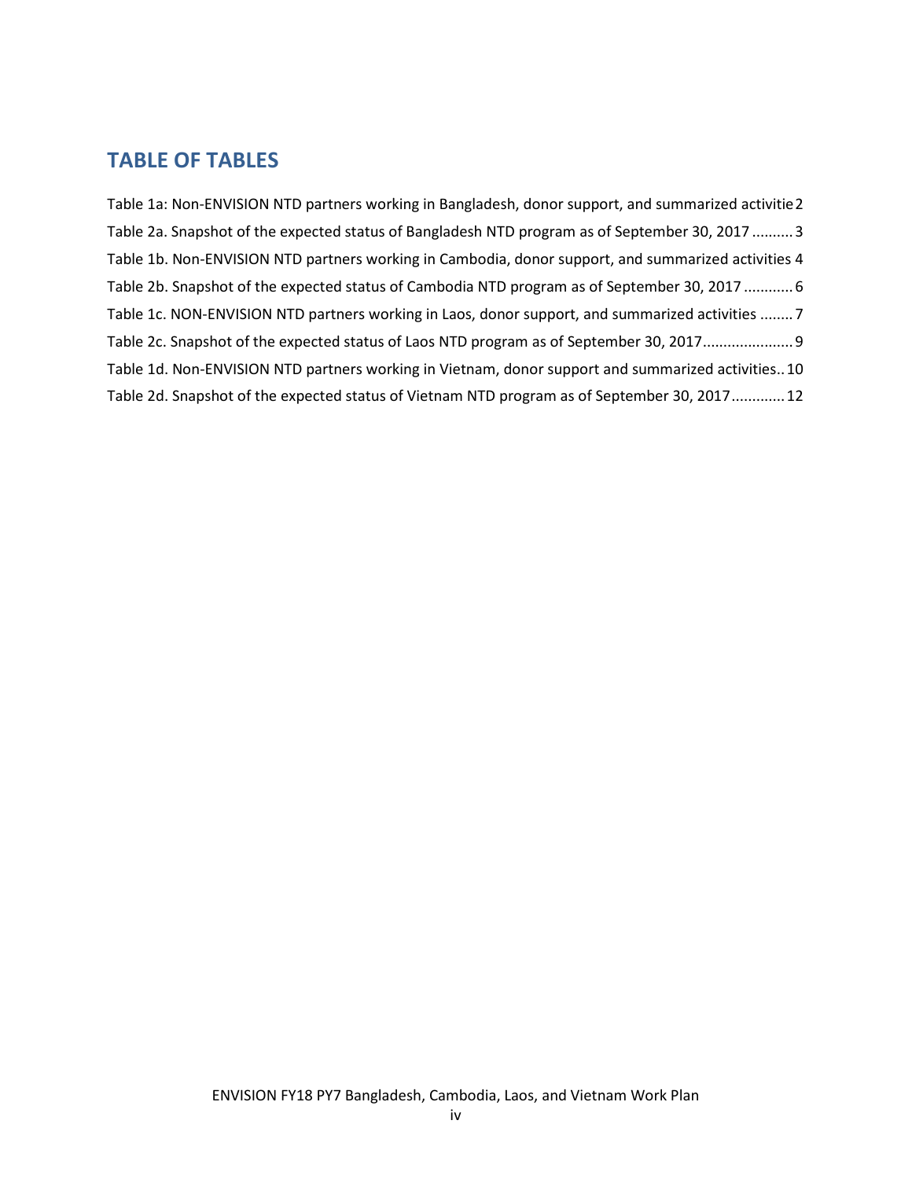# TABLE OF TABLES

Table 1a: Non-ENVISION NTD partners working in Bangladesh, donor support, and summarized activitie 2

Table 2a. Snapshot of the expected status of Bangladesh NTD program as of September 30, 2017 .......... 3

Table 1b. Non-ENVISION NTD partners working in Cambodia, donor support, and summarized activities 4

Table 2b. Snapshot of the expected status of Cambodia NTD program as of September 30, 2017 ............ 6

Table 1c. NON-ENVISION NTD partners working in Laos, donor support, and summarized activities ........ 7

Table 2c. Snapshot of the expected status of Laos NTD program as of September 30, 2017...................... 9

Table 1d. Non-ENVISION NTD partners working in Vietnam, donor support and summarized activities.. 10

Table 2d. Snapshot of the expected status of Vietnam NTD program as of September 30, 2017............ 12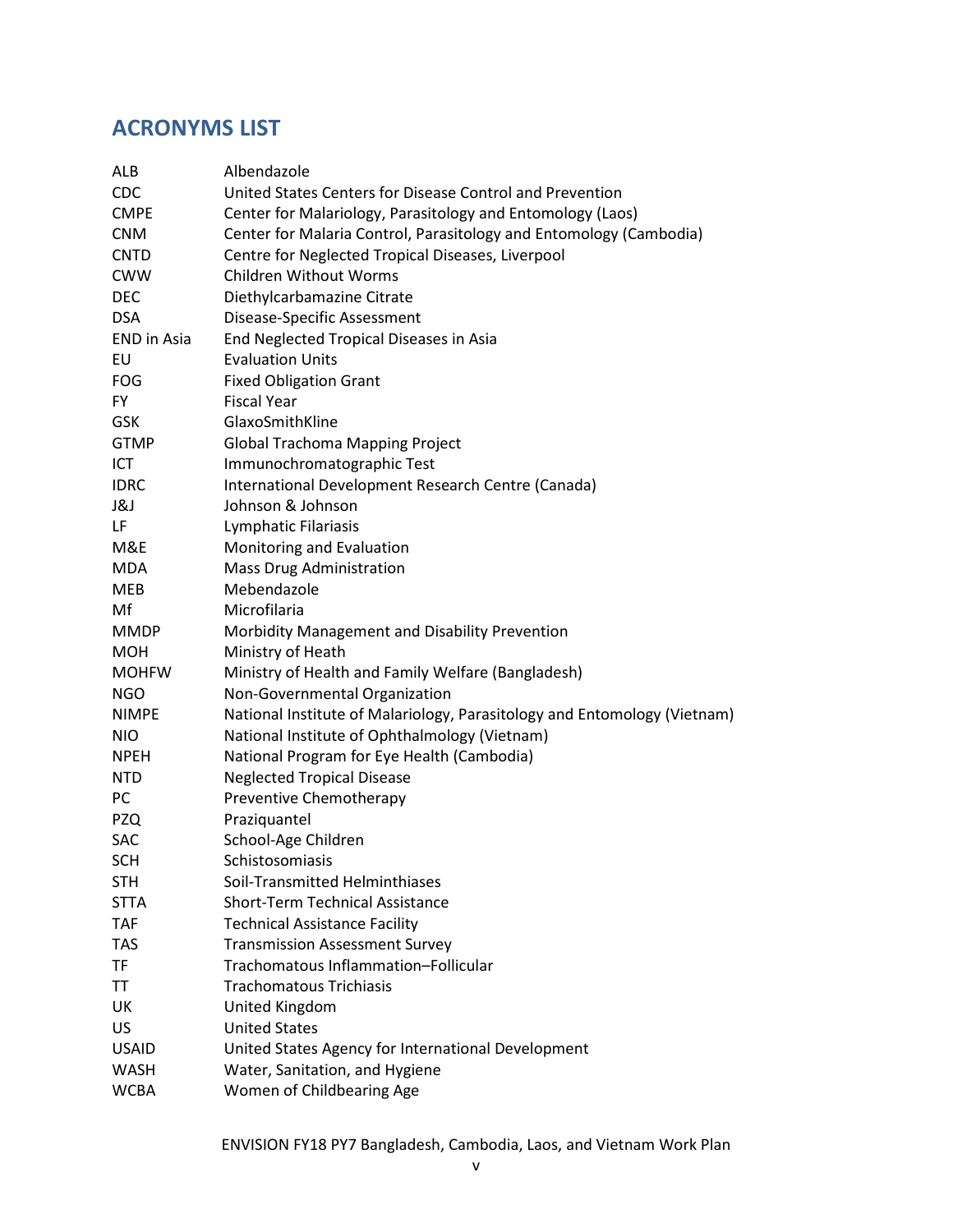## ACRONYMS LIST

| | |
|---|---|
| ALB | Albendazole |
| CDC | United States Centers for Disease Control and Prevention |
| CMPE | Center for Malariology, Parasitology and Entomology (Laos) |
| CNM | Center for Malaria Control, Parasitology and Entomology (Cambodia) |
| CNTD | Centre for Neglected Tropical Diseases, Liverpool |
| CWW | Children Without Worms |
| DEC | Diethylcarbamazine Citrate |
| DSA | Disease-Specific Assessment |
| END in Asia | End Neglected Tropical Diseases in Asia |
| EU | Evaluation Units |
| FOG | Fixed Obligation Grant |
| FY | Fiscal Year |
| GSK | GlaxoSmithKline |
| GTMP | Global Trachoma Mapping Project |
| ICT | Immunochromatographic Test |
| IDRC | International Development Research Centre (Canada) |
| J&J | Johnson & Johnson |
| LF | Lymphatic Filariasis |
| M&E | Monitoring and Evaluation |
| MDA | Mass Drug Administration |
| MEB | Mebendazole |
| Mf | Microfilaria |
| MMDP | Morbidity Management and Disability Prevention |
| MOH | Ministry of Heath |
| MOHFW | Ministry of Health and Family Welfare (Bangladesh) |
| NGO | Non-Governmental Organization |
| NIMPE | National Institute of Malariology, Parasitology and Entomology (Vietnam) |
| NIO | National Institute of Ophthalmology (Vietnam) |
| NPEH | National Program for Eye Health (Cambodia) |
| NTD | Neglected Tropical Disease |
| PC | Preventive Chemotherapy |
| PZQ | Praziquantel |
| SAC | School-Age Children |
| SCH | Schistosomiasis |
| STH | Soil-Transmitted Helminthiases |
| STTA | Short-Term Technical Assistance |
| TAF | Technical Assistance Facility |
| TAS | Transmission Assessment Survey |
| TF | Trachomatous Inflammation–Follicular |
| TT | Trachomatous Trichiasis |
| UK | United Kingdom |
| US | United States |
| USAID | United States Agency for International Development |
| WASH | Water, Sanitation, and Hygiene |
| WCBA | Women of Childbearing Age |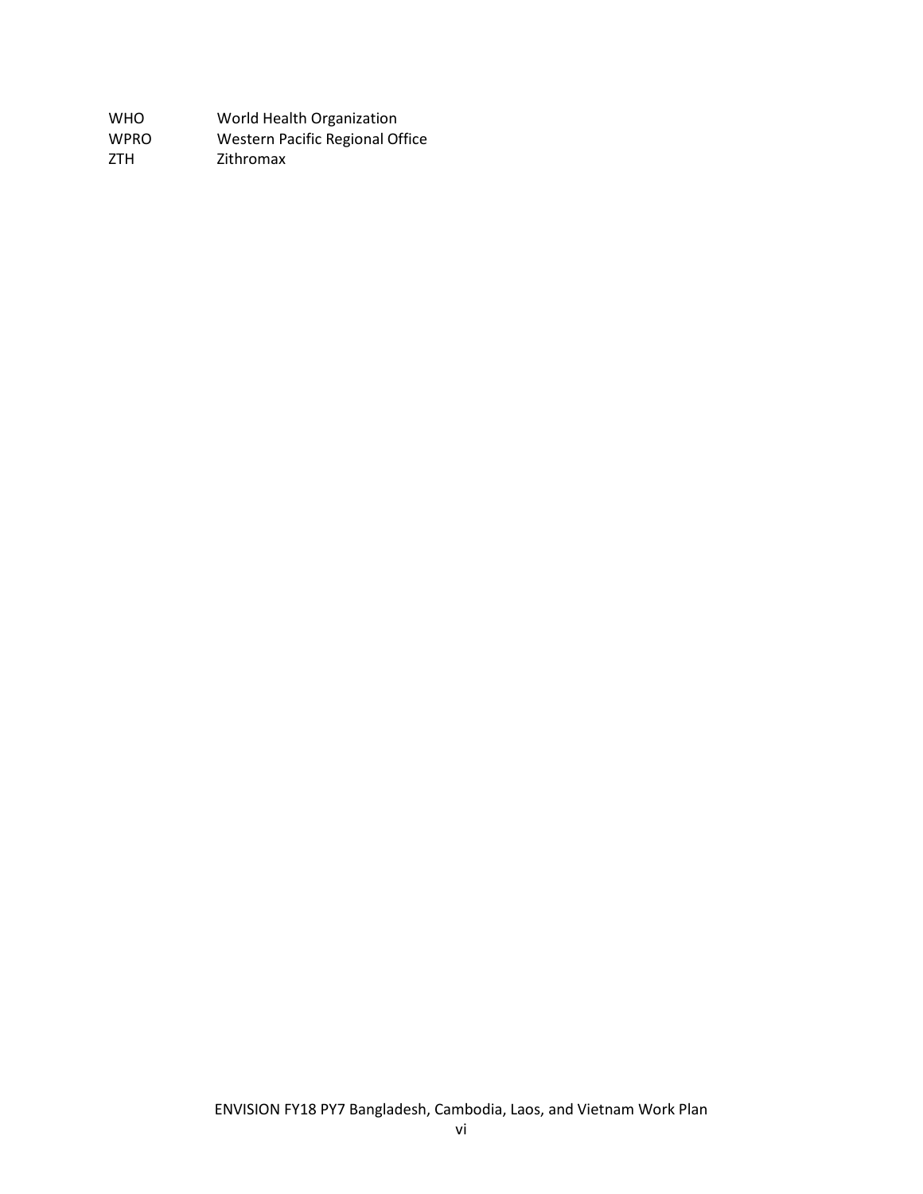| | |
|---|---|
| WHO | World Health Organization |
| WPRO | Western Pacific Regional Office |
| ZTH | Zithromax |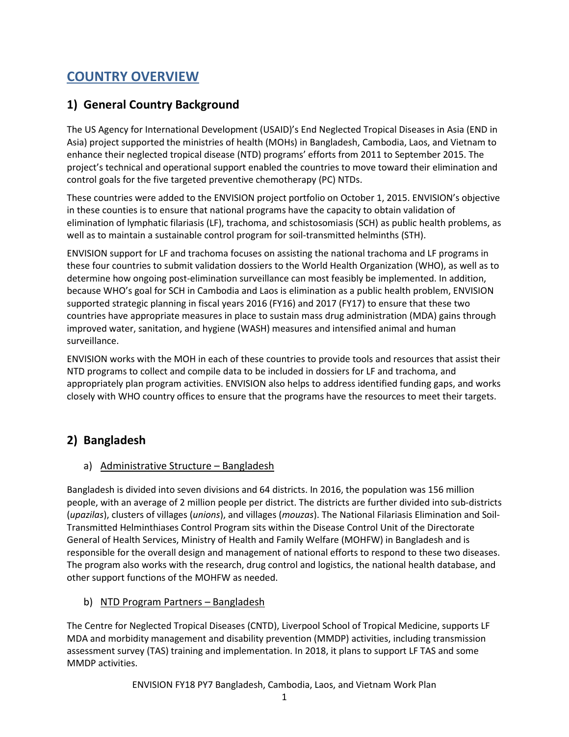# COUNTRY OVERVIEW

## 1) General Country Background

The US Agency for International Development (USAID)'s End Neglected Tropical Diseases in Asia (END in Asia) project supported the ministries of health (MOHs) in Bangladesh, Cambodia, Laos, and Vietnam to enhance their neglected tropical disease (NTD) programs' efforts from 2011 to September 2015. The project's technical and operational support enabled the countries to move toward their elimination and control goals for the five targeted preventive chemotherapy (PC) NTDs.

These countries were added to the ENVISION project portfolio on October 1, 2015. ENVISION's objective in these countries is to ensure that national programs have the capacity to obtain validation of elimination of lymphatic filariasis (LF), trachoma, and schistosomiasis (SCH) as public health problems, as well as to maintain a sustainable control program for soil-transmitted helminths (STH).

ENVISION support for LF and trachoma focuses on assisting the national trachoma and LF programs in these four countries to submit validation dossiers to the World Health Organization (WHO), as well as to determine how ongoing post-elimination surveillance can most feasibly be implemented. In addition, because WHO's goal for SCH in Cambodia and Laos is elimination as a public health problem, ENVISION supported strategic planning in fiscal years 2016 (FY16) and 2017 (FY17) to ensure that these two countries have appropriate measures in place to sustain mass drug administration (MDA) gains through improved water, sanitation, and hygiene (WASH) measures and intensified animal and human surveillance.

ENVISION works with the MOH in each of these countries to provide tools and resources that assist their NTD programs to collect and compile data to be included in dossiers for LF and trachoma, and appropriately plan program activities. ENVISION also helps to address identified funding gaps, and works closely with WHO country offices to ensure that the programs have the resources to meet their targets.

## 2) Bangladesh

### a) Administrative Structure – Bangladesh

Bangladesh is divided into seven divisions and 64 districts. In 2016, the population was 156 million people, with an average of 2 million people per district. The districts are further divided into sub-districts (*upazilas*), clusters of villages (*unions*), and villages (*mouzas*). The National Filariasis Elimination and Soil-Transmitted Helminthiases Control Program sits within the Disease Control Unit of the Directorate General of Health Services, Ministry of Health and Family Welfare (MOHFW) in Bangladesh and is responsible for the overall design and management of national efforts to respond to these two diseases. The program also works with the research, drug control and logistics, the national health database, and other support functions of the MOHFW as needed.

### b) NTD Program Partners – Bangladesh

The Centre for Neglected Tropical Diseases (CNTD), Liverpool School of Tropical Medicine, supports LF MDA and morbidity management and disability prevention (MMDP) activities, including transmission assessment survey (TAS) training and implementation. In 2018, it plans to support LF TAS and some MMDP activities.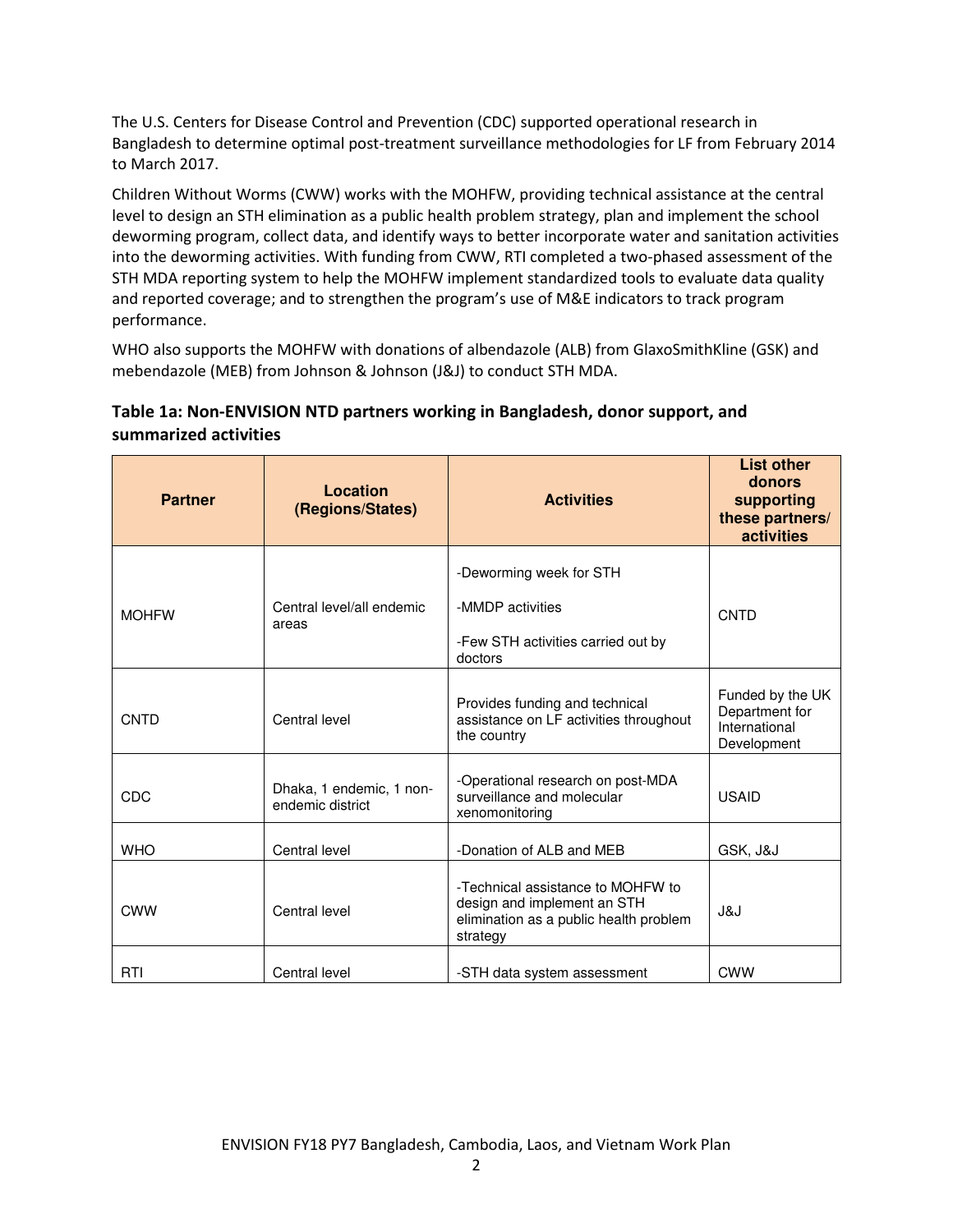The U.S. Centers for Disease Control and Prevention (CDC) supported operational research in Bangladesh to determine optimal post-treatment surveillance methodologies for LF from February 2014 to March 2017.

Children Without Worms (CWW) works with the MOHFW, providing technical assistance at the central level to design an STH elimination as a public health problem strategy, plan and implement the school deworming program, collect data, and identify ways to better incorporate water and sanitation activities into the deworming activities. With funding from CWW, RTI completed a two-phased assessment of the STH MDA reporting system to help the MOHFW implement standardized tools to evaluate data quality and reported coverage; and to strengthen the program's use of M&E indicators to track program performance.

WHO also supports the MOHFW with donations of albendazole (ALB) from GlaxoSmithKline (GSK) and mebendazole (MEB) from Johnson & Johnson (J&J) to conduct STH MDA.

### Table 1a: Non-ENVISION NTD partners working in Bangladesh, donor support, and summarized activities

| Partner | Location (Regions/States) | Activities | List other donors supporting these partners/ activities |
|---|---|---|---|
| MOHFW | Central level/all endemic areas | -Deworming week for STH<br>-MMDP activities<br>-Few STH activities carried out by doctors | CNTD |
| CNTD | Central level | Provides funding and technical assistance on LF activities throughout the country | Funded by the UK Department for International Development |
| CDC | Dhaka, 1 endemic, 1 non-endemic district | -Operational research on post-MDA surveillance and molecular xenomonitoring | USAID |
| WHO | Central level | -Donation of ALB and MEB | GSK, J&J |
| CWW | Central level | -Technical assistance to MOHFW to design and implement an STH elimination as a public health problem strategy | J&J |
| RTI | Central level | -STH data system assessment | CWW |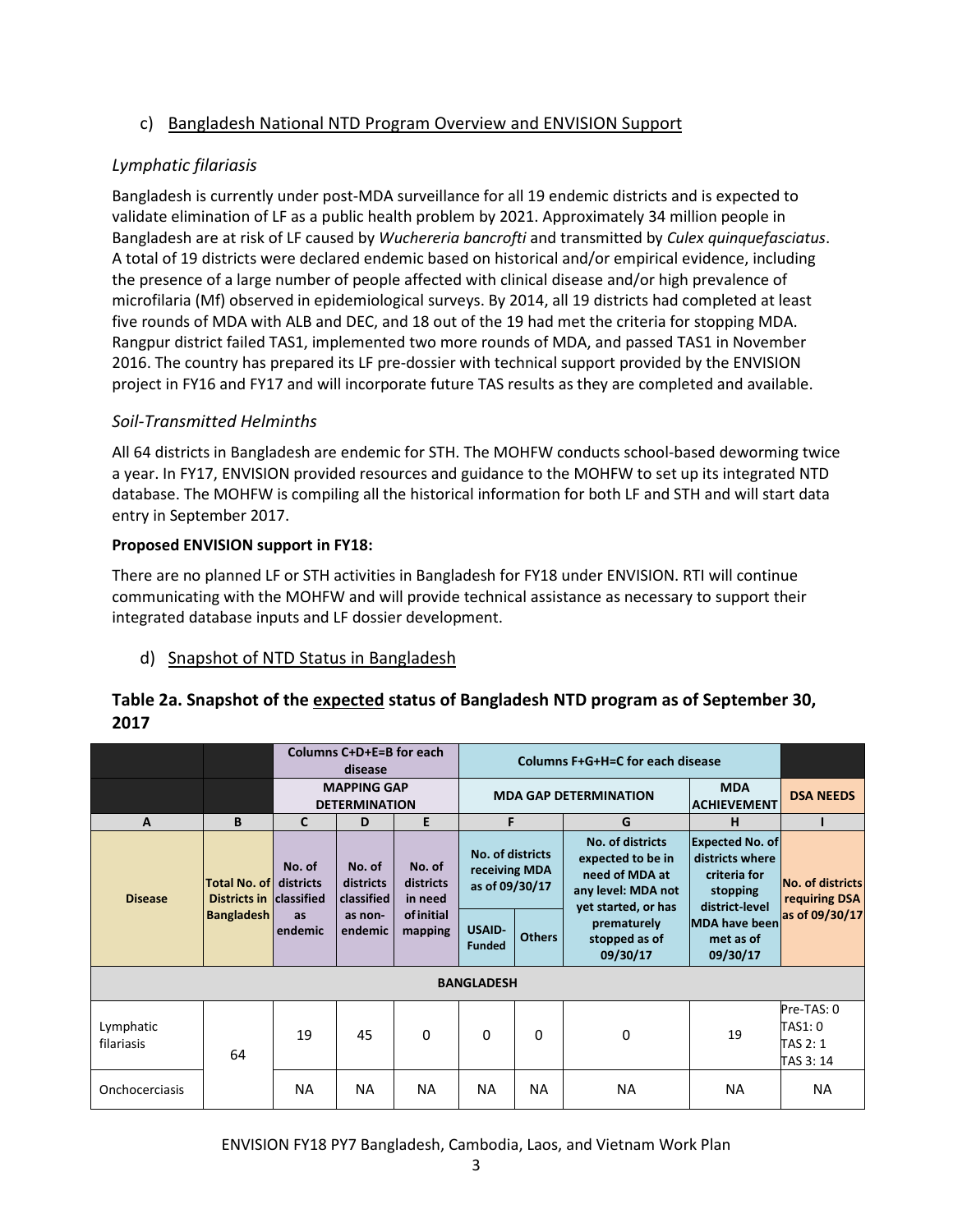## c) Bangladesh National NTD Program Overview and ENVISION Support

### *Lymphatic filariasis*

Bangladesh is currently under post-MDA surveillance for all 19 endemic districts and is expected to validate elimination of LF as a public health problem by 2021. Approximately 34 million people in Bangladesh are at risk of LF caused by *Wuchereria bancrofti* and transmitted by *Culex quinquefasciatus*. A total of 19 districts were declared endemic based on historical and/or empirical evidence, including the presence of a large number of people affected with clinical disease and/or high prevalence of microfilaria (Mf) observed in epidemiological surveys. By 2014, all 19 districts had completed at least five rounds of MDA with ALB and DEC, and 18 out of the 19 had met the criteria for stopping MDA. Rangpur district failed TAS1, implemented two more rounds of MDA, and passed TAS1 in November 2016. The country has prepared its LF pre-dossier with technical support provided by the ENVISION project in FY16 and FY17 and will incorporate future TAS results as they are completed and available.

### *Soil-Transmitted Helminths*

All 64 districts in Bangladesh are endemic for STH. The MOHFW conducts school-based deworming twice a year. In FY17, ENVISION provided resources and guidance to the MOHFW to set up its integrated NTD database. The MOHFW is compiling all the historical information for both LF and STH and will start data entry in September 2017.

**Proposed ENVISION support in FY18:**

There are no planned LF or STH activities in Bangladesh for FY18 under ENVISION. RTI will continue communicating with the MOHFW and will provide technical assistance as necessary to support their integrated database inputs and LF dossier development.

## d) Snapshot of NTD Status in Bangladesh

### Table 2a. Snapshot of the expected status of Bangladesh NTD program as of September 30, 2017

| | | Columns C+D+E=B for each disease | | | Columns F+G+H=C for each disease | | | | |
|---|---|---|---|---|---|---|---|---|---|
| | | MAPPING GAP DETERMINATION | | | MDA GAP DETERMINATION | | | MDA ACHIEVEMENT | DSA NEEDS |
| A | B | C | D | E | F | | G | H | I |
| Disease | Total No. of Districts in Bangladesh | No. of districts classified as endemic | No. of districts classified as non-endemic | No. of districts in need of initial mapping | No. of districts receiving MDA as of 09/30/17 | | No. of districts expected to be in need of MDA at any level: MDA not yet started, or has prematurely stopped as of 09/30/17 | Expected No. of districts where criteria for stopping district-level MDA have been met as of 09/30/17 | No. of districts requiring DSA as of 09/30/17 |
| | | | | | USAID-Funded | Others | | | |
| **BANGLADESH** | | | | | | | | | |
| Lymphatic filariasis | 64 | 19 | 45 | 0 | 0 | 0 | 0 | 19 | Pre-TAS: 0<br>TAS1: 0<br>TAS 2: 1<br>TAS 3: 14 |
| Onchocerciasis | | NA | NA | NA | NA | NA | NA | NA | NA |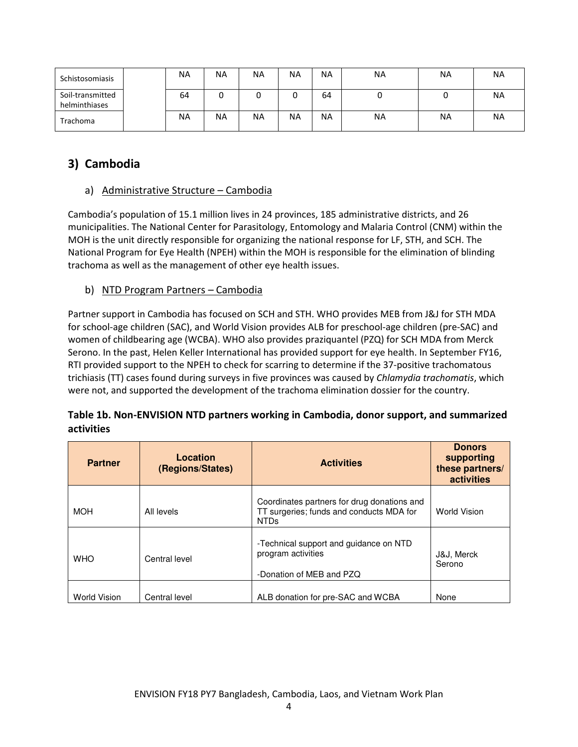| Schistosomiasis | | NA | NA | NA | NA | NA | NA | NA | NA |
|---|---|---|---|---|---|---|---|---|---|
| Soil-transmitted helminthiases | | 64 | 0 | 0 | 0 | 64 | 0 | 0 | NA |
| Trachoma | | NA | NA | NA | NA | NA | NA | NA | NA |

## 3) Cambodia

### a) Administrative Structure – Cambodia

Cambodia's population of 15.1 million lives in 24 provinces, 185 administrative districts, and 26 municipalities. The National Center for Parasitology, Entomology and Malaria Control (CNM) within the MOH is the unit directly responsible for organizing the national response for LF, STH, and SCH. The National Program for Eye Health (NPEH) within the MOH is responsible for the elimination of blinding trachoma as well as the management of other eye health issues.

### b) NTD Program Partners – Cambodia

Partner support in Cambodia has focused on SCH and STH. WHO provides MEB from J&J for STH MDA for school-age children (SAC), and World Vision provides ALB for preschool-age children (pre-SAC) and women of childbearing age (WCBA). WHO also provides praziquantel (PZQ) for SCH MDA from Merck Serono. In the past, Helen Keller International has provided support for eye health. In September FY16, RTI provided support to the NPEH to check for scarring to determine if the 37-positive trachomatous trichiasis (TT) cases found during surveys in five provinces was caused by *Chlamydia trachomatis*, which were not, and supported the development of the trachoma elimination dossier for the country.

**Table 1b. Non-ENVISION NTD partners working in Cambodia, donor support, and summarized activities**

| Partner | Location (Regions/States) | Activities | Donors supporting these partners/ activities |
|---|---|---|---|
| MOH | All levels | Coordinates partners for drug donations and TT surgeries; funds and conducts MDA for NTDs | World Vision |
| WHO | Central level | -Technical support and guidance on NTD program activities<br><br>-Donation of MEB and PZQ | J&J, Merck Serono |
| World Vision | Central level | ALB donation for pre-SAC and WCBA | None |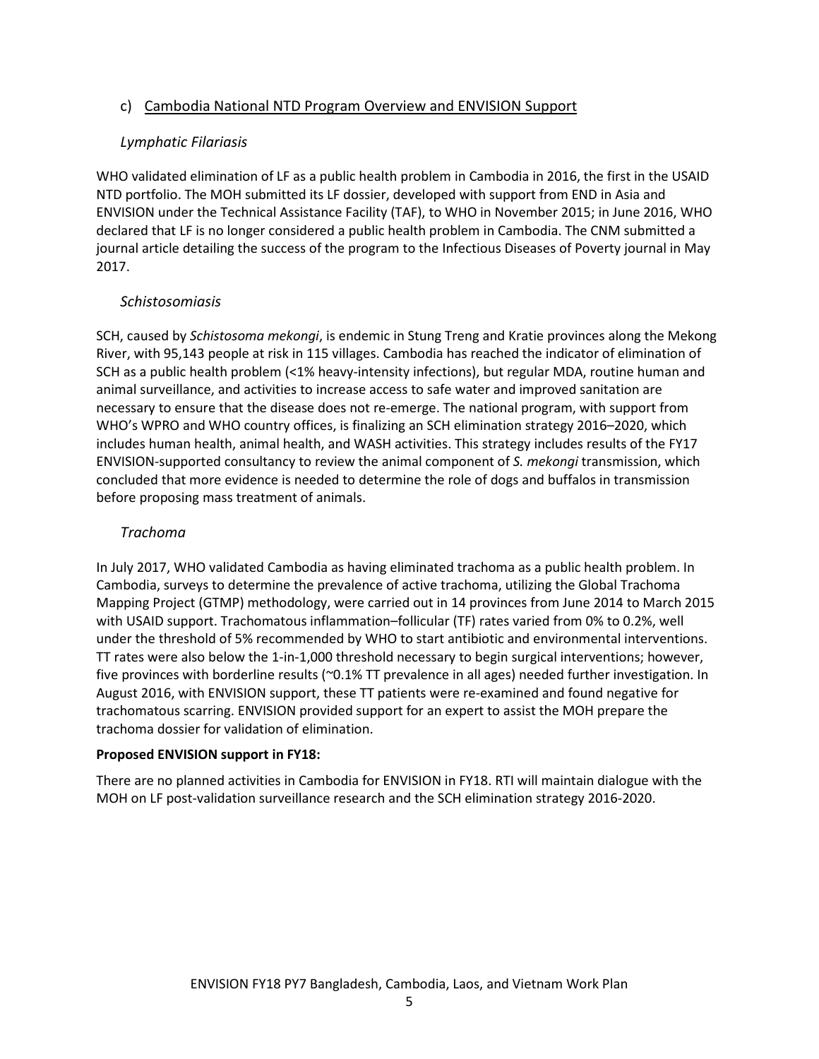### c) Cambodia National NTD Program Overview and ENVISION Support

#### *Lymphatic Filariasis*

WHO validated elimination of LF as a public health problem in Cambodia in 2016, the first in the USAID NTD portfolio. The MOH submitted its LF dossier, developed with support from END in Asia and ENVISION under the Technical Assistance Facility (TAF), to WHO in November 2015; in June 2016, WHO declared that LF is no longer considered a public health problem in Cambodia. The CNM submitted a journal article detailing the success of the program to the Infectious Diseases of Poverty journal in May 2017.

#### *Schistosomiasis*

SCH, caused by *Schistosoma mekongi*, is endemic in Stung Treng and Kratie provinces along the Mekong River, with 95,143 people at risk in 115 villages. Cambodia has reached the indicator of elimination of SCH as a public health problem (<1% heavy-intensity infections), but regular MDA, routine human and animal surveillance, and activities to increase access to safe water and improved sanitation are necessary to ensure that the disease does not re-emerge. The national program, with support from WHO's WPRO and WHO country offices, is finalizing an SCH elimination strategy 2016–2020, which includes human health, animal health, and WASH activities. This strategy includes results of the FY17 ENVISION-supported consultancy to review the animal component of *S. mekongi* transmission, which concluded that more evidence is needed to determine the role of dogs and buffalos in transmission before proposing mass treatment of animals.

#### *Trachoma*

In July 2017, WHO validated Cambodia as having eliminated trachoma as a public health problem. In Cambodia, surveys to determine the prevalence of active trachoma, utilizing the Global Trachoma Mapping Project (GTMP) methodology, were carried out in 14 provinces from June 2014 to March 2015 with USAID support. Trachomatous inflammation–follicular (TF) rates varied from 0% to 0.2%, well under the threshold of 5% recommended by WHO to start antibiotic and environmental interventions. TT rates were also below the 1-in-1,000 threshold necessary to begin surgical interventions; however, five provinces with borderline results (~0.1% TT prevalence in all ages) needed further investigation. In August 2016, with ENVISION support, these TT patients were re-examined and found negative for trachomatous scarring. ENVISION provided support for an expert to assist the MOH prepare the trachoma dossier for validation of elimination.

**Proposed ENVISION support in FY18:**

There are no planned activities in Cambodia for ENVISION in FY18. RTI will maintain dialogue with the MOH on LF post-validation surveillance research and the SCH elimination strategy 2016-2020.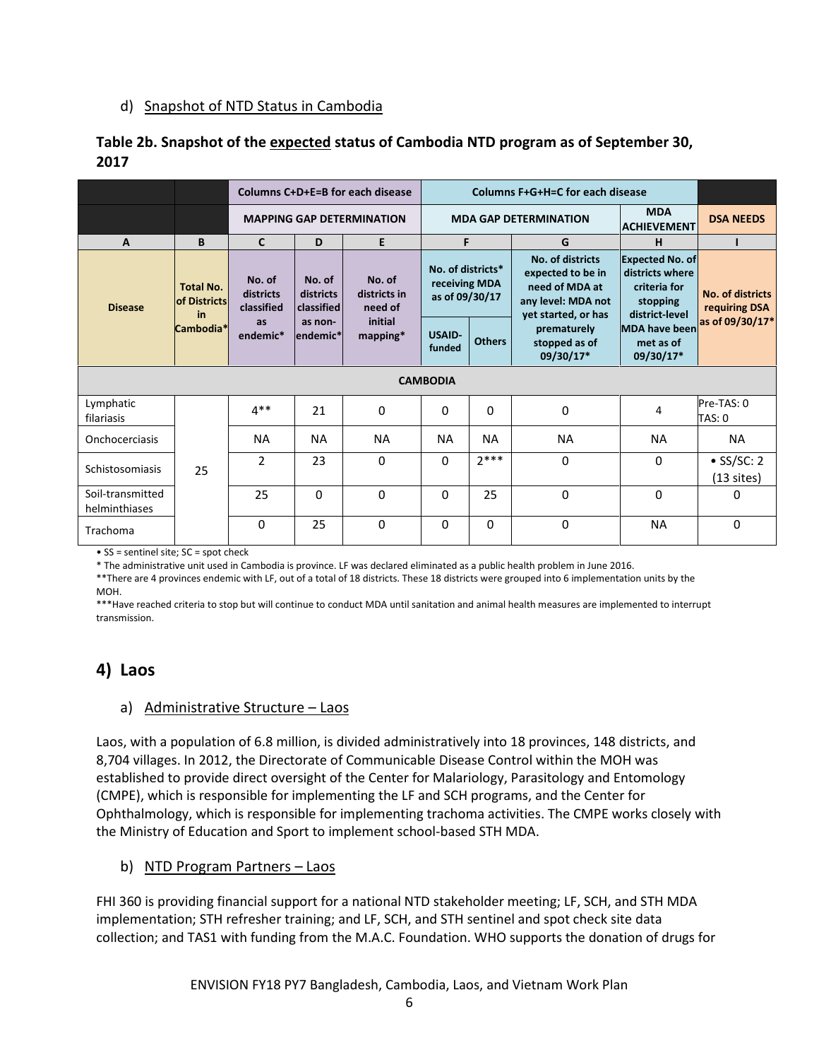d) Snapshot of NTD Status in Cambodia

**Table 2b. Snapshot of the expected status of Cambodia NTD program as of September 30, 2017**

| | | Columns C+D+E=B for each disease | | | Columns F+G+H=C for each disease | | | | |
|---|---|---|---|---|---|---|---|---|---|
| | | MAPPING GAP DETERMINATION | | | MDA GAP DETERMINATION | | | MDA ACHIEVEMENT | DSA NEEDS |
| A | B | C | D | E | F | | G | H | I |
| Disease | Total No. of Districts in Cambodia* | No. of districts classified as endemic* | No. of districts classified as non-endemic* | No. of districts in need of initial mapping* | No. of districts* receiving MDA as of 09/30/17 | | No. of districts expected to be in need of MDA at any level: MDA not yet started, or has prematurely stopped as of 09/30/17* | Expected No. of districts where criteria for stopping district-level MDA have been met as of 09/30/17* | No. of districts requiring DSA as of 09/30/17* |
| | | | | | USAID-funded | Others | | | |
| CAMBODIA | | | | | | | | | |
| Lymphatic filariasis | 25 | 4** | 21 | 0 | 0 | 0 | 0 | 4 | Pre-TAS: 0<br>TAS: 0 |
| Onchocerciasis | | NA | NA | NA | NA | NA | NA | NA | NA |
| Schistosomiasis | | 2 | 23 | 0 | 0 | 2*** | 0 | 0 | • SS/SC: 2 (13 sites) |
| Soil-transmitted helminthiases | | 25 | 0 | 0 | 0 | 25 | 0 | 0 | 0 |
| Trachoma | | 0 | 25 | 0 | 0 | 0 | 0 | NA | 0 |

• SS = sentinel site; SC = spot check

* The administrative unit used in Cambodia is province. LF was declared eliminated as a public health problem in June 2016.

**There are 4 provinces endemic with LF, out of a total of 18 districts. These 18 districts were grouped into 6 implementation units by the MOH.

***Have reached criteria to stop but will continue to conduct MDA until sanitation and animal health measures are implemented to interrupt transmission.

## 4) Laos

a) Administrative Structure – Laos

Laos, with a population of 6.8 million, is divided administratively into 18 provinces, 148 districts, and 8,704 villages. In 2012, the Directorate of Communicable Disease Control within the MOH was established to provide direct oversight of the Center for Malariology, Parasitology and Entomology (CMPE), which is responsible for implementing the LF and SCH programs, and the Center for Ophthalmology, which is responsible for implementing trachoma activities. The CMPE works closely with the Ministry of Education and Sport to implement school-based STH MDA.

b) NTD Program Partners – Laos

FHI 360 is providing financial support for a national NTD stakeholder meeting; LF, SCH, and STH MDA implementation; STH refresher training; and LF, SCH, and STH sentinel and spot check site data collection; and TAS1 with funding from the M.A.C. Foundation. WHO supports the donation of drugs for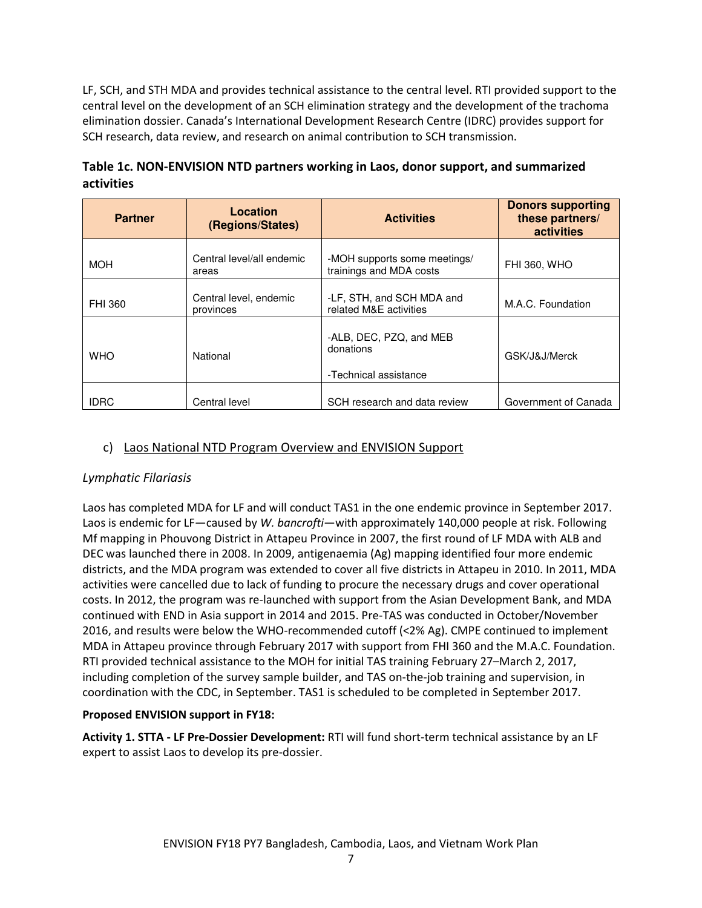LF, SCH, and STH MDA and provides technical assistance to the central level. RTI provided support to the central level on the development of an SCH elimination strategy and the development of the trachoma elimination dossier. Canada's International Development Research Centre (IDRC) provides support for SCH research, data review, and research on animal contribution to SCH transmission.

**Table 1c. NON-ENVISION NTD partners working in Laos, donor support, and summarized activities**

| Partner | Location (Regions/States) | Activities | Donors supporting these partners/ activities |
|---|---|---|---|
| MOH | Central level/all endemic areas | -MOH supports some meetings/ trainings and MDA costs | FHI 360, WHO |
| FHI 360 | Central level, endemic provinces | -LF, STH, and SCH MDA and related M&E activities | M.A.C. Foundation |
| WHO | National | -ALB, DEC, PZQ, and MEB donations<br><br>-Technical assistance | GSK/J&J/Merck |
| IDRC | Central level | SCH research and data review | Government of Canada |

## c) Laos National NTD Program Overview and ENVISION Support

### *Lymphatic Filariasis*

Laos has completed MDA for LF and will conduct TAS1 in the one endemic province in September 2017. Laos is endemic for LF—caused by *W. bancrofti*—with approximately 140,000 people at risk. Following Mf mapping in Phouvong District in Attapeu Province in 2007, the first round of LF MDA with ALB and DEC was launched there in 2008. In 2009, antigenaemia (Ag) mapping identified four more endemic districts, and the MDA program was extended to cover all five districts in Attapeu in 2010. In 2011, MDA activities were cancelled due to lack of funding to procure the necessary drugs and cover operational costs. In 2012, the program was re-launched with support from the Asian Development Bank, and MDA continued with END in Asia support in 2014 and 2015. Pre-TAS was conducted in October/November 2016, and results were below the WHO-recommended cutoff (<2% Ag). CMPE continued to implement MDA in Attapeu province through February 2017 with support from FHI 360 and the M.A.C. Foundation. RTI provided technical assistance to the MOH for initial TAS training February 27–March 2, 2017, including completion of the survey sample builder, and TAS on-the-job training and supervision, in coordination with the CDC, in September. TAS1 is scheduled to be completed in September 2017.

**Proposed ENVISION support in FY18:**

**Activity 1. STTA - LF Pre-Dossier Development:** RTI will fund short-term technical assistance by an LF expert to assist Laos to develop its pre-dossier.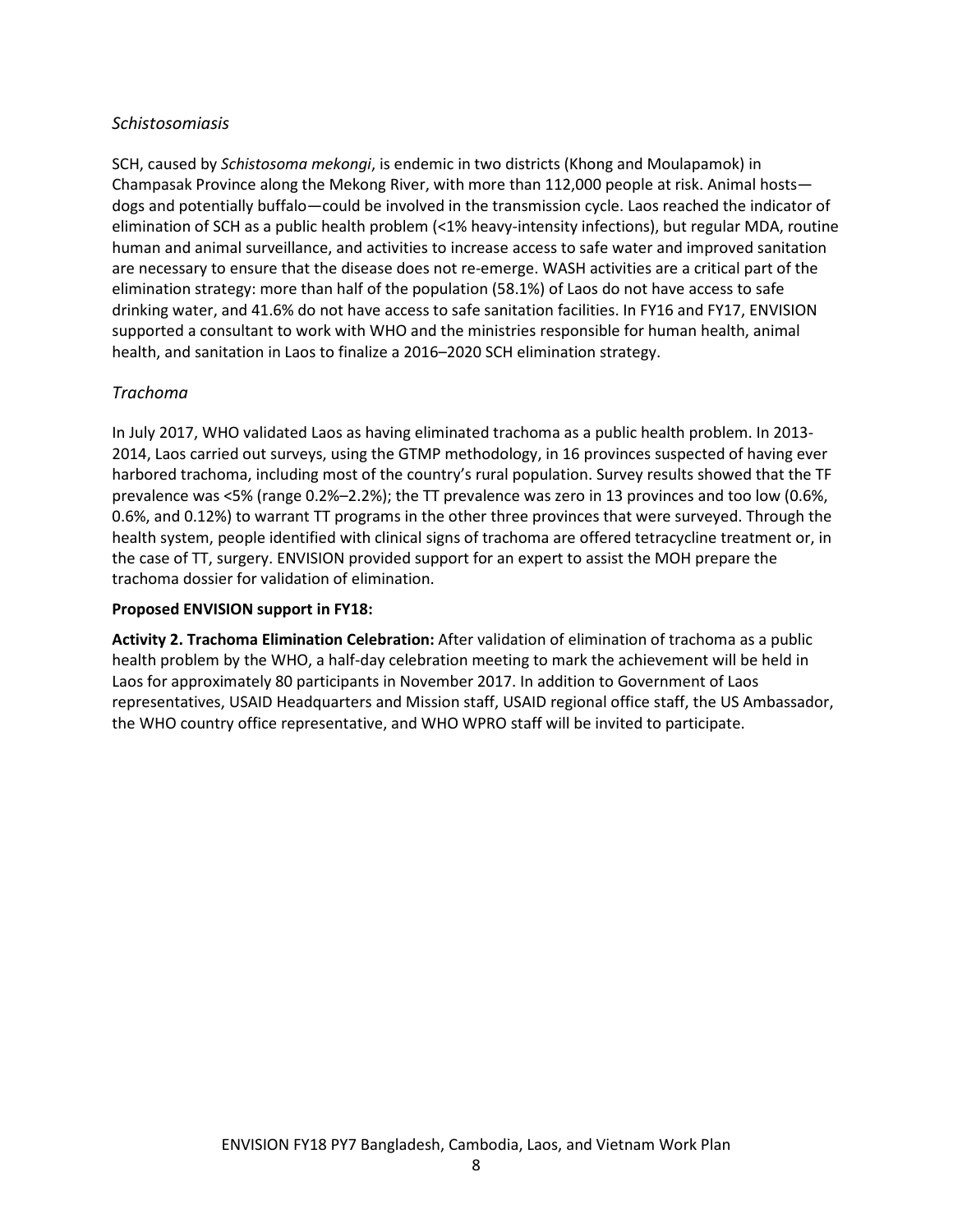### *Schistosomiasis*

SCH, caused by *Schistosoma mekongi*, is endemic in two districts (Khong and Moulapamok) in Champasak Province along the Mekong River, with more than 112,000 people at risk. Animal hosts—dogs and potentially buffalo—could be involved in the transmission cycle. Laos reached the indicator of elimination of SCH as a public health problem (<1% heavy-intensity infections), but regular MDA, routine human and animal surveillance, and activities to increase access to safe water and improved sanitation are necessary to ensure that the disease does not re-emerge. WASH activities are a critical part of the elimination strategy: more than half of the population (58.1%) of Laos do not have access to safe drinking water, and 41.6% do not have access to safe sanitation facilities. In FY16 and FY17, ENVISION supported a consultant to work with WHO and the ministries responsible for human health, animal health, and sanitation in Laos to finalize a 2016–2020 SCH elimination strategy.

### *Trachoma*

In July 2017, WHO validated Laos as having eliminated trachoma as a public health problem. In 2013-2014, Laos carried out surveys, using the GTMP methodology, in 16 provinces suspected of having ever harbored trachoma, including most of the country's rural population. Survey results showed that the TF prevalence was <5% (range 0.2%–2.2%); the TT prevalence was zero in 13 provinces and too low (0.6%, 0.6%, and 0.12%) to warrant TT programs in the other three provinces that were surveyed. Through the health system, people identified with clinical signs of trachoma are offered tetracycline treatment or, in the case of TT, surgery. ENVISION provided support for an expert to assist the MOH prepare the trachoma dossier for validation of elimination.

**Proposed ENVISION support in FY18:**

**Activity 2. Trachoma Elimination Celebration:** After validation of elimination of trachoma as a public health problem by the WHO, a half-day celebration meeting to mark the achievement will be held in Laos for approximately 80 participants in November 2017. In addition to Government of Laos representatives, USAID Headquarters and Mission staff, USAID regional office staff, the US Ambassador, the WHO country office representative, and WHO WPRO staff will be invited to participate.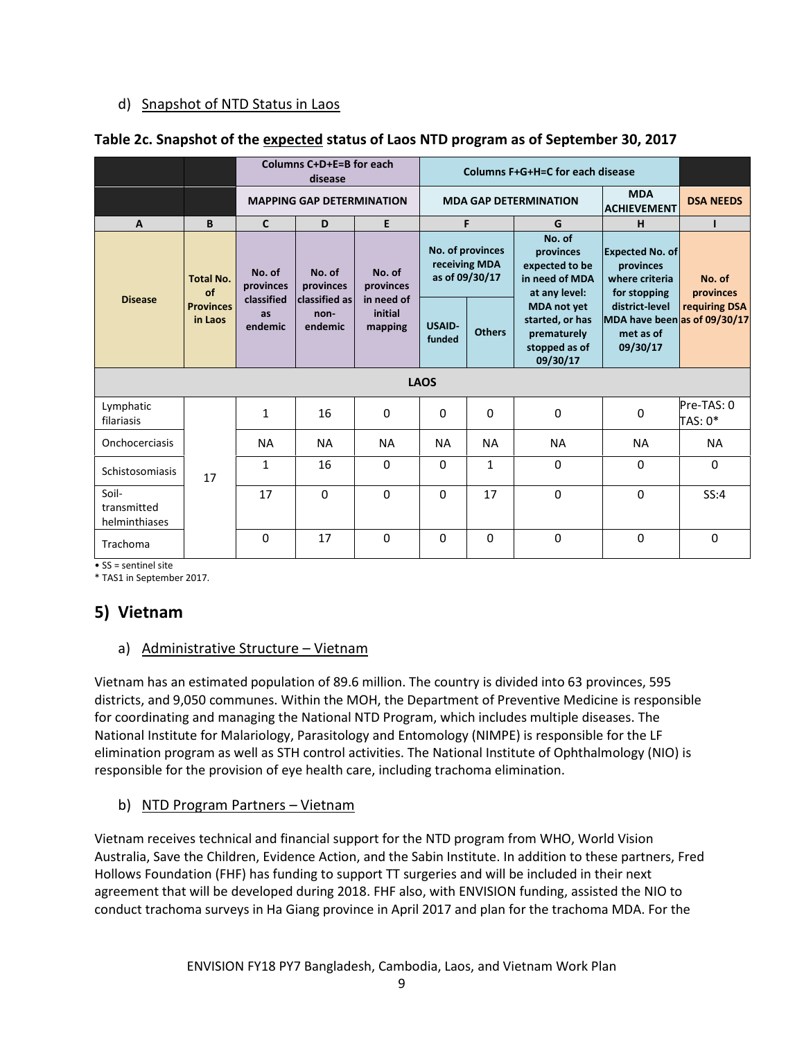d) Snapshot of NTD Status in Laos

**Table 2c. Snapshot of the expected status of Laos NTD program as of September 30, 2017**

| | | Columns C+D+E=B for each disease | | | Columns F+G+H=C for each disease | | | | |
|---|---|---|---|---|---|---|---|---|---|
| | | MAPPING GAP DETERMINATION | | | MDA GAP DETERMINATION | | | MDA ACHIEVEMENT | DSA NEEDS |
| A | B | C | D | E | F | | G | H | I |
| Disease | Total No. of Provinces in Laos | No. of provinces classified as endemic | No. of provinces classified as non-endemic | No. of provinces in need of initial mapping | No. of provinces receiving MDA as of 09/30/17 | | No. of provinces expected to be in need of MDA at any level: MDA not yet started, or has prematurely stopped as of 09/30/17 | Expected No. of provinces where criteria for stopping district-level MDA have been met as of 09/30/17 | No. of provinces requiring DSA as of 09/30/17 |
| | | | | | USAID-funded | Others | | | |
| **LAOS** | | | | | | | | | |
| Lymphatic filariasis | 17 | 1 | 16 | 0 | 0 | 0 | 0 | 0 | Pre-TAS: 0 TAS: 0* |
| Onchocerciasis | | NA | NA | NA | NA | NA | NA | NA | NA |
| Schistosomiasis | | 1 | 16 | 0 | 0 | 1 | 0 | 0 | 0 |
| Soil-transmitted helminthiases | | 17 | 0 | 0 | 0 | 17 | 0 | 0 | SS:4 |
| Trachoma | | 0 | 17 | 0 | 0 | 0 | 0 | 0 | 0 |

• SS = sentinel site
* TAS1 in September 2017.

## 5) Vietnam

a) Administrative Structure – Vietnam

Vietnam has an estimated population of 89.6 million. The country is divided into 63 provinces, 595 districts, and 9,050 communes. Within the MOH, the Department of Preventive Medicine is responsible for coordinating and managing the National NTD Program, which includes multiple diseases. The National Institute for Malariology, Parasitology and Entomology (NIMPE) is responsible for the LF elimination program as well as STH control activities. The National Institute of Ophthalmology (NIO) is responsible for the provision of eye health care, including trachoma elimination.

b) NTD Program Partners – Vietnam

Vietnam receives technical and financial support for the NTD program from WHO, World Vision Australia, Save the Children, Evidence Action, and the Sabin Institute. In addition to these partners, Fred Hollows Foundation (FHF) has funding to support TT surgeries and will be included in their next agreement that will be developed during 2018. FHF also, with ENVISION funding, assisted the NIO to conduct trachoma surveys in Ha Giang province in April 2017 and plan for the trachoma MDA. For the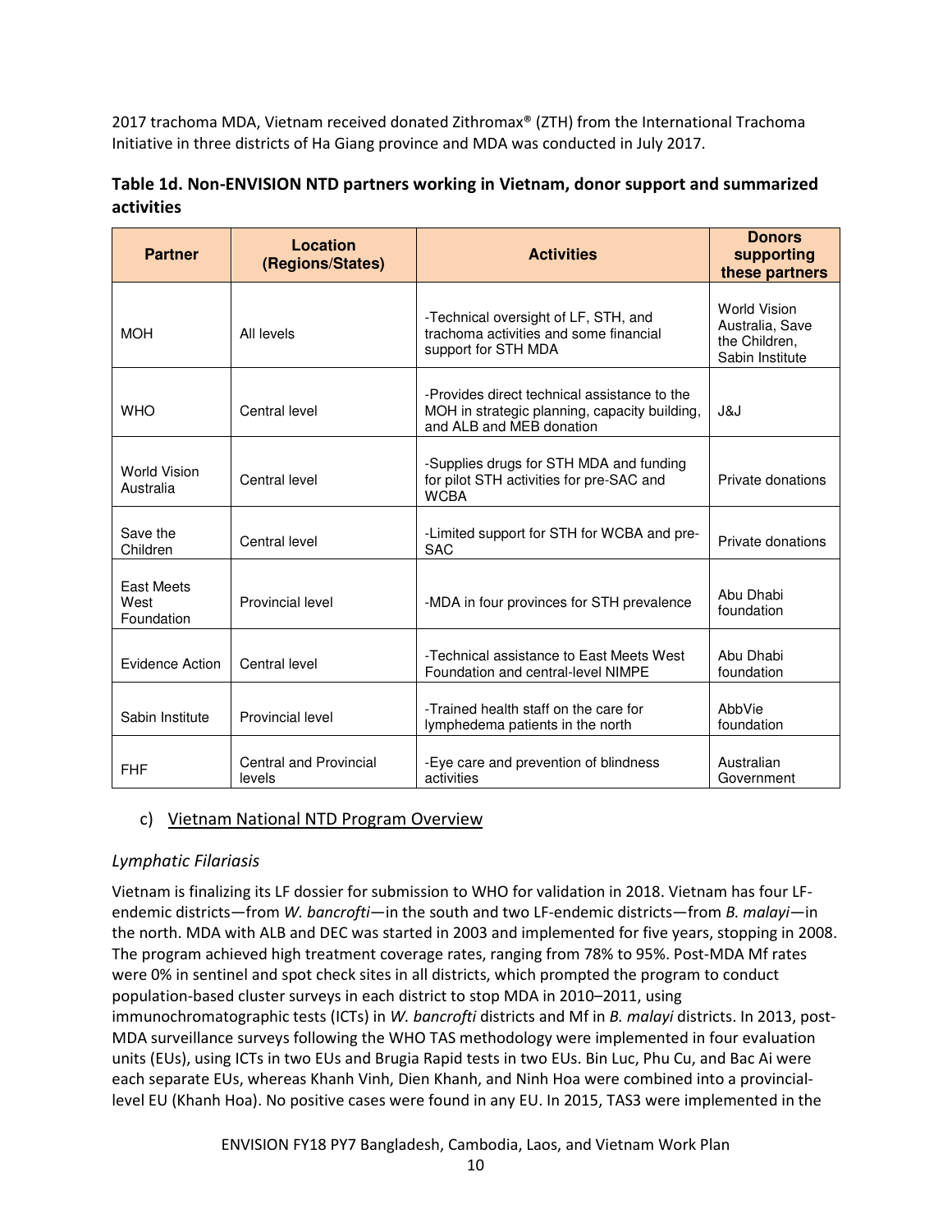2017 trachoma MDA, Vietnam received donated Zithromax® (ZTH) from the International Trachoma Initiative in three districts of Ha Giang province and MDA was conducted in July 2017.

**Table 1d. Non-ENVISION NTD partners working in Vietnam, donor support and summarized activities**

| Partner | Location (Regions/States) | Activities | Donors supporting these partners |
|---|---|---|---|
| MOH | All levels | -Technical oversight of LF, STH, and trachoma activities and some financial support for STH MDA | World Vision Australia, Save the Children, Sabin Institute |
| WHO | Central level | -Provides direct technical assistance to the MOH in strategic planning, capacity building, and ALB and MEB donation | J&J |
| World Vision Australia | Central level | -Supplies drugs for STH MDA and funding for pilot STH activities for pre-SAC and WCBA | Private donations |
| Save the Children | Central level | -Limited support for STH for WCBA and pre-SAC | Private donations |
| East Meets West Foundation | Provincial level | -MDA in four provinces for STH prevalence | Abu Dhabi foundation |
| Evidence Action | Central level | -Technical assistance to East Meets West Foundation and central-level NIMPE | Abu Dhabi foundation |
| Sabin Institute | Provincial level | -Trained health staff on the care for lymphedema patients in the north | AbbVie foundation |
| FHF | Central and Provincial levels | -Eye care and prevention of blindness activities | Australian Government |

### c) Vietnam National NTD Program Overview

*Lymphatic Filariasis*

Vietnam is finalizing its LF dossier for submission to WHO for validation in 2018. Vietnam has four LF-endemic districts—from *W. bancrofti*—in the south and two LF-endemic districts—from *B. malayi*—in the north. MDA with ALB and DEC was started in 2003 and implemented for five years, stopping in 2008. The program achieved high treatment coverage rates, ranging from 78% to 95%. Post-MDA Mf rates were 0% in sentinel and spot check sites in all districts, which prompted the program to conduct population-based cluster surveys in each district to stop MDA in 2010–2011, using immunochromatographic tests (ICTs) in *W. bancrofti* districts and Mf in *B. malayi* districts. In 2013, post-MDA surveillance surveys following the WHO TAS methodology were implemented in four evaluation units (EUs), using ICTs in two EUs and Brugia Rapid tests in two EUs. Bin Luc, Phu Cu, and Bac Ai were each separate EUs, whereas Khanh Vinh, Dien Khanh, and Ninh Hoa were combined into a provincial-level EU (Khanh Hoa). No positive cases were found in any EU. In 2015, TAS3 were implemented in the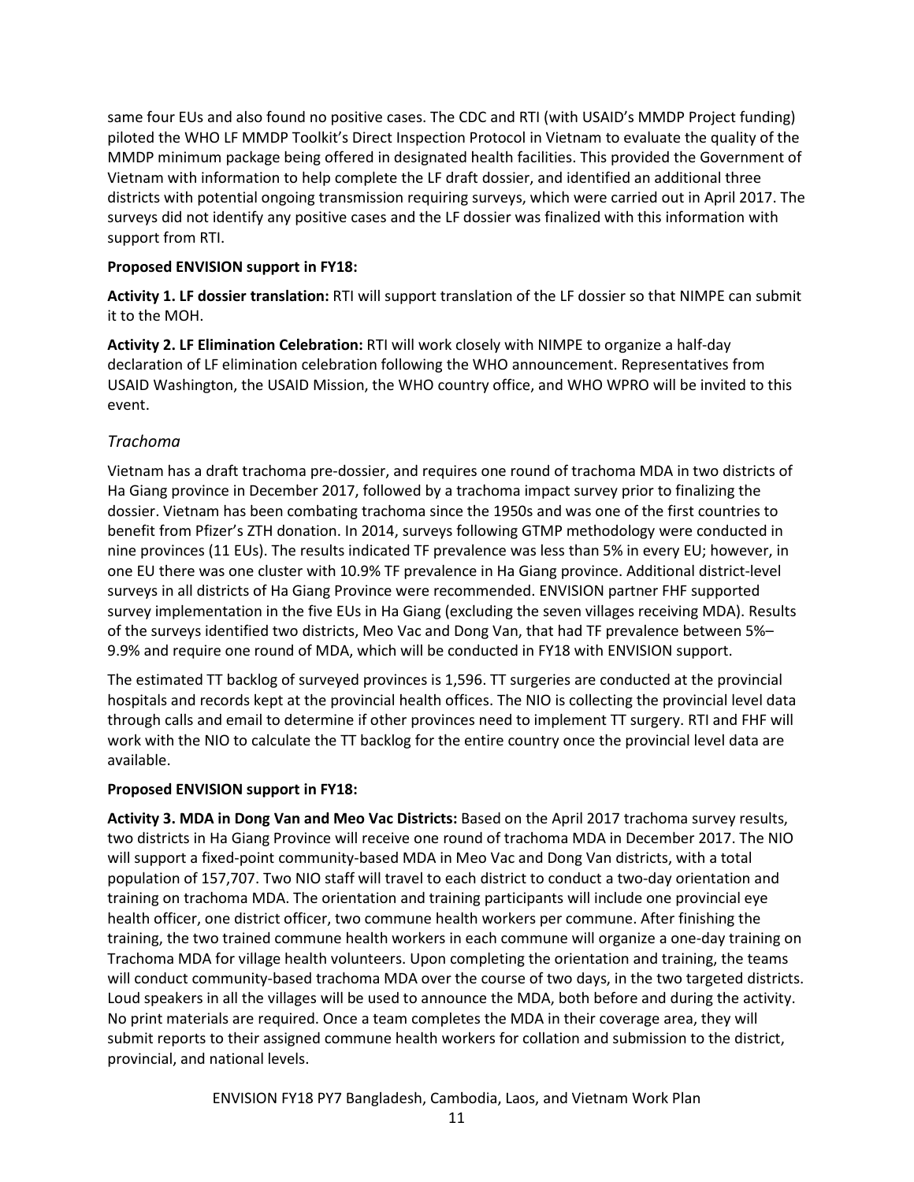same four EUs and also found no positive cases. The CDC and RTI (with USAID's MMDP Project funding) piloted the WHO LF MMDP Toolkit's Direct Inspection Protocol in Vietnam to evaluate the quality of the MMDP minimum package being offered in designated health facilities. This provided the Government of Vietnam with information to help complete the LF draft dossier, and identified an additional three districts with potential ongoing transmission requiring surveys, which were carried out in April 2017. The surveys did not identify any positive cases and the LF dossier was finalized with this information with support from RTI.

**Proposed ENVISION support in FY18:**

**Activity 1. LF dossier translation:** RTI will support translation of the LF dossier so that NIMPE can submit it to the MOH.

**Activity 2. LF Elimination Celebration:** RTI will work closely with NIMPE to organize a half-day declaration of LF elimination celebration following the WHO announcement. Representatives from USAID Washington, the USAID Mission, the WHO country office, and WHO WPRO will be invited to this event.

### *Trachoma*

Vietnam has a draft trachoma pre-dossier, and requires one round of trachoma MDA in two districts of Ha Giang province in December 2017, followed by a trachoma impact survey prior to finalizing the dossier. Vietnam has been combating trachoma since the 1950s and was one of the first countries to benefit from Pfizer's ZTH donation. In 2014, surveys following GTMP methodology were conducted in nine provinces (11 EUs). The results indicated TF prevalence was less than 5% in every EU; however, in one EU there was one cluster with 10.9% TF prevalence in Ha Giang province. Additional district-level surveys in all districts of Ha Giang Province were recommended. ENVISION partner FHF supported survey implementation in the five EUs in Ha Giang (excluding the seven villages receiving MDA). Results of the surveys identified two districts, Meo Vac and Dong Van, that had TF prevalence between 5%–9.9% and require one round of MDA, which will be conducted in FY18 with ENVISION support.

The estimated TT backlog of surveyed provinces is 1,596. TT surgeries are conducted at the provincial hospitals and records kept at the provincial health offices. The NIO is collecting the provincial level data through calls and email to determine if other provinces need to implement TT surgery. RTI and FHF will work with the NIO to calculate the TT backlog for the entire country once the provincial level data are available.

**Proposed ENVISION support in FY18:**

**Activity 3. MDA in Dong Van and Meo Vac Districts:** Based on the April 2017 trachoma survey results, two districts in Ha Giang Province will receive one round of trachoma MDA in December 2017. The NIO will support a fixed-point community-based MDA in Meo Vac and Dong Van districts, with a total population of 157,707. Two NIO staff will travel to each district to conduct a two-day orientation and training on trachoma MDA. The orientation and training participants will include one provincial eye health officer, one district officer, two commune health workers per commune. After finishing the training, the two trained commune health workers in each commune will organize a one-day training on Trachoma MDA for village health volunteers. Upon completing the orientation and training, the teams will conduct community-based trachoma MDA over the course of two days, in the two targeted districts. Loud speakers in all the villages will be used to announce the MDA, both before and during the activity. No print materials are required. Once a team completes the MDA in their coverage area, they will submit reports to their assigned commune health workers for collation and submission to the district, provincial, and national levels.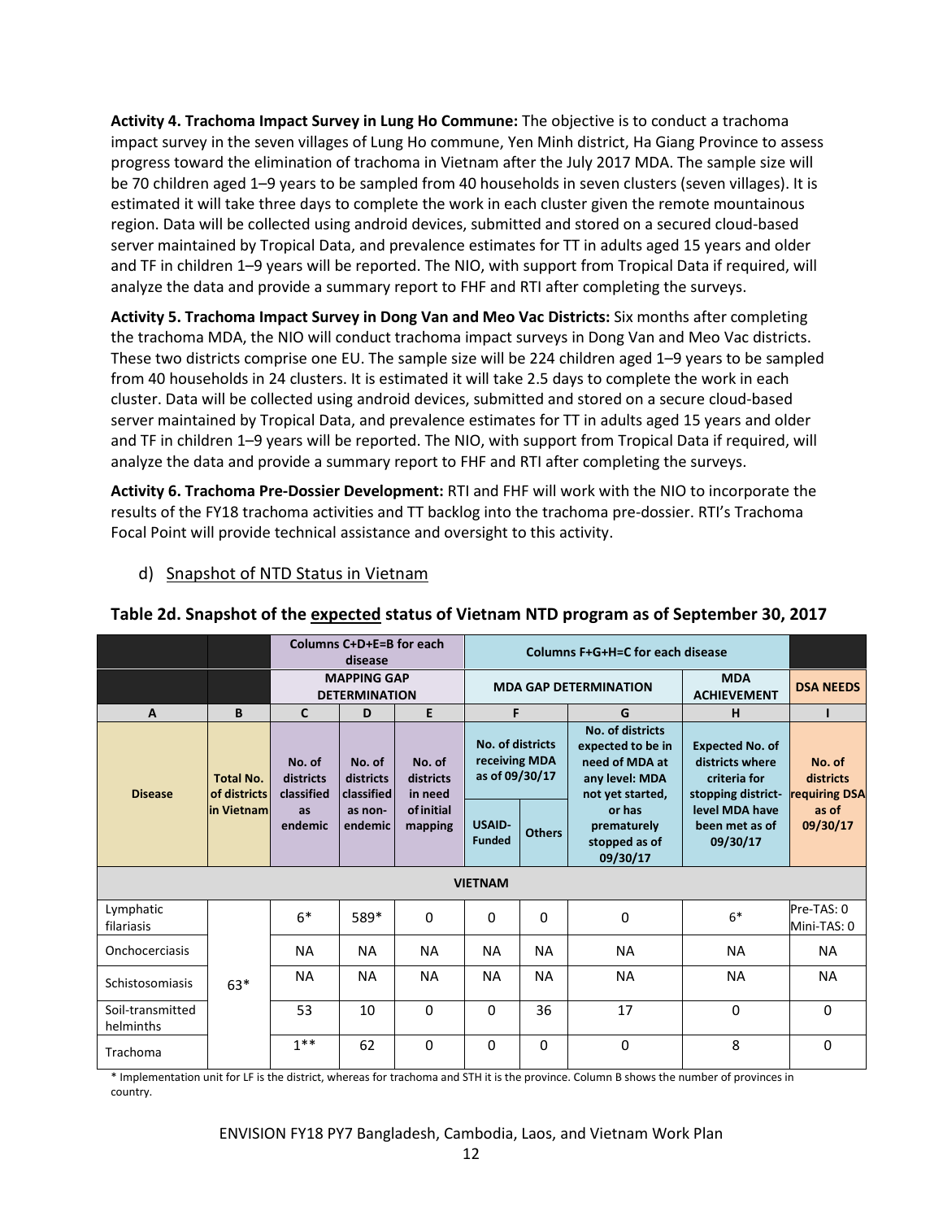**Activity 4. Trachoma Impact Survey in Lung Ho Commune:** The objective is to conduct a trachoma impact survey in the seven villages of Lung Ho commune, Yen Minh district, Ha Giang Province to assess progress toward the elimination of trachoma in Vietnam after the July 2017 MDA. The sample size will be 70 children aged 1–9 years to be sampled from 40 households in seven clusters (seven villages). It is estimated it will take three days to complete the work in each cluster given the remote mountainous region. Data will be collected using android devices, submitted and stored on a secured cloud-based server maintained by Tropical Data, and prevalence estimates for TT in adults aged 15 years and older and TF in children 1–9 years will be reported. The NIO, with support from Tropical Data if required, will analyze the data and provide a summary report to FHF and RTI after completing the surveys.

**Activity 5. Trachoma Impact Survey in Dong Van and Meo Vac Districts:** Six months after completing the trachoma MDA, the NIO will conduct trachoma impact surveys in Dong Van and Meo Vac districts. These two districts comprise one EU. The sample size will be 224 children aged 1–9 years to be sampled from 40 households in 24 clusters. It is estimated it will take 2.5 days to complete the work in each cluster. Data will be collected using android devices, submitted and stored on a secure cloud-based server maintained by Tropical Data, and prevalence estimates for TT in adults aged 15 years and older and TF in children 1–9 years will be reported. The NIO, with support from Tropical Data if required, will analyze the data and provide a summary report to FHF and RTI after completing the surveys.

**Activity 6. Trachoma Pre-Dossier Development:** RTI and FHF will work with the NIO to incorporate the results of the FY18 trachoma activities and TT backlog into the trachoma pre-dossier. RTI's Trachoma Focal Point will provide technical assistance and oversight to this activity.

### d) Snapshot of NTD Status in Vietnam

**Table 2d. Snapshot of the expected status of Vietnam NTD program as of September 30, 2017**

| | | Columns C+D+E=B for each disease | | | Columns F+G+H=C for each disease | | | | |
|---|---|---|---|---|---|---|---|---|---|
| | | MAPPING GAP DETERMINATION | | | MDA GAP DETERMINATION | | | MDA ACHIEVEMENT | DSA NEEDS |
| A | B | C | D | E | F | | G | H | I |
| Disease | Total No. of districts in Vietnam | No. of districts classified as endemic | No. of districts classified as non-endemic | No. of districts in need of initial mapping | No. of districts receiving MDA as of 09/30/17 | | No. of districts expected to be in need of MDA at any level: MDA not yet started, or has prematurely stopped as of 09/30/17 | Expected No. of districts where criteria for stopping district-level MDA have been met as of 09/30/17 | No. of districts requiring DSA as of 09/30/17 |
| | | | | | USAID-Funded | Others | | | |
| **VIETNAM** | | | | | | | | | |
| Lymphatic filariasis | 63* | 6* | 589* | 0 | 0 | 0 | 0 | 6* | Pre-TAS: 0 Mini-TAS: 0 |
| Onchocerciasis | | NA | NA | NA | NA | NA | NA | NA | NA |
| Schistosomiasis | | NA | NA | NA | NA | NA | NA | NA | NA |
| Soil-transmitted helminths | | 53 | 10 | 0 | 0 | 36 | 17 | 0 | 0 |
| Trachoma | | 1** | 62 | 0 | 0 | 0 | 0 | 8 | 0 |

* Implementation unit for LF is the district, whereas for trachoma and STH it is the province. Column B shows the number of provinces in country.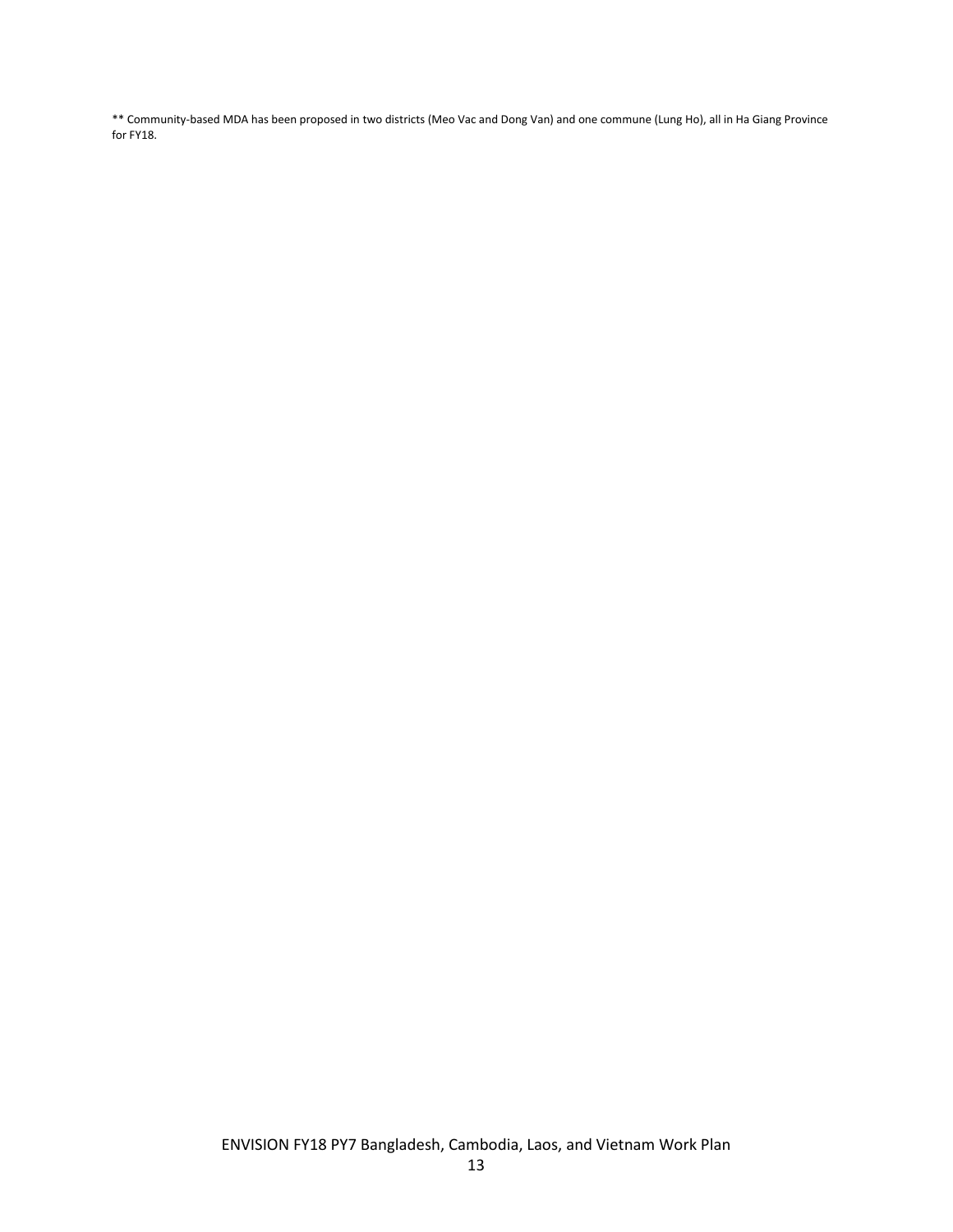** Community-based MDA has been proposed in two districts (Meo Vac and Dong Van) and one commune (Lung Ho), all in Ha Giang Province for FY18.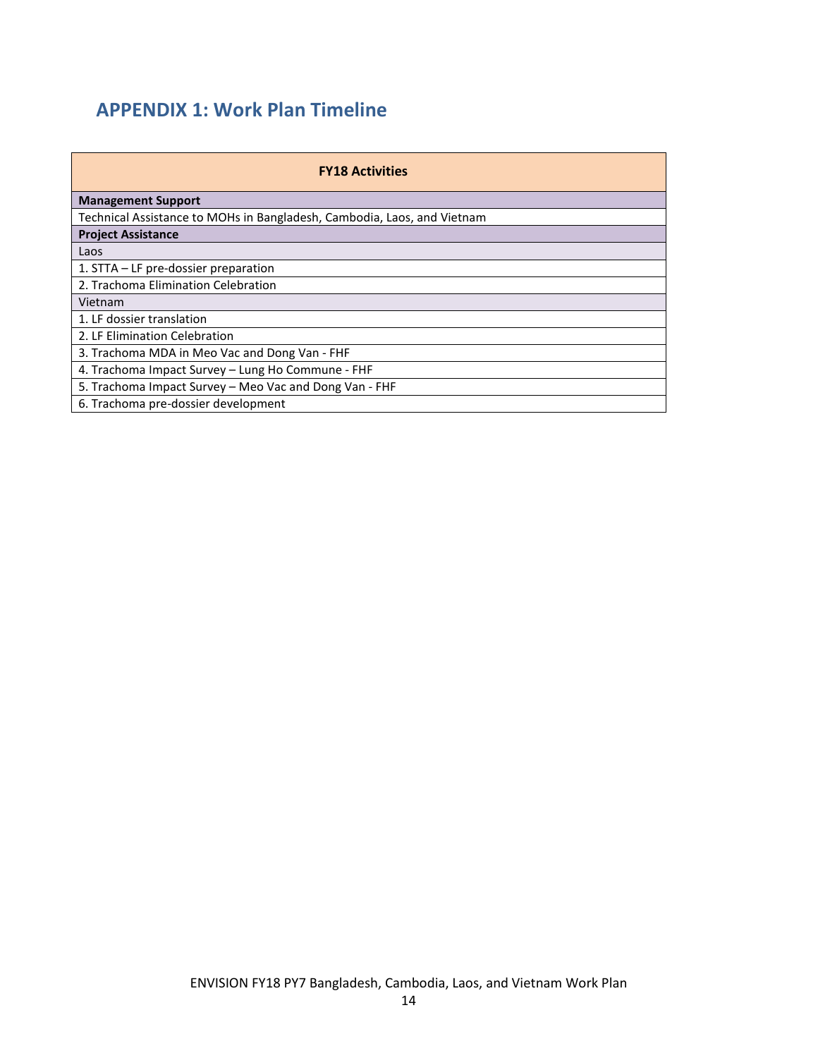## APPENDIX 1: Work Plan Timeline

| FY18 Activities |
|---|
| **Management Support** |
| Technical Assistance to MOHs in Bangladesh, Cambodia, Laos, and Vietnam |
| **Project Assistance** |
| Laos |
| 1. STTA – LF pre-dossier preparation |
| 2. Trachoma Elimination Celebration |
| Vietnam |
| 1. LF dossier translation |
| 2. LF Elimination Celebration |
| 3. Trachoma MDA in Meo Vac and Dong Van - FHF |
| 4. Trachoma Impact Survey – Lung Ho Commune - FHF |
| 5. Trachoma Impact Survey – Meo Vac and Dong Van - FHF |
| 6. Trachoma pre-dossier development |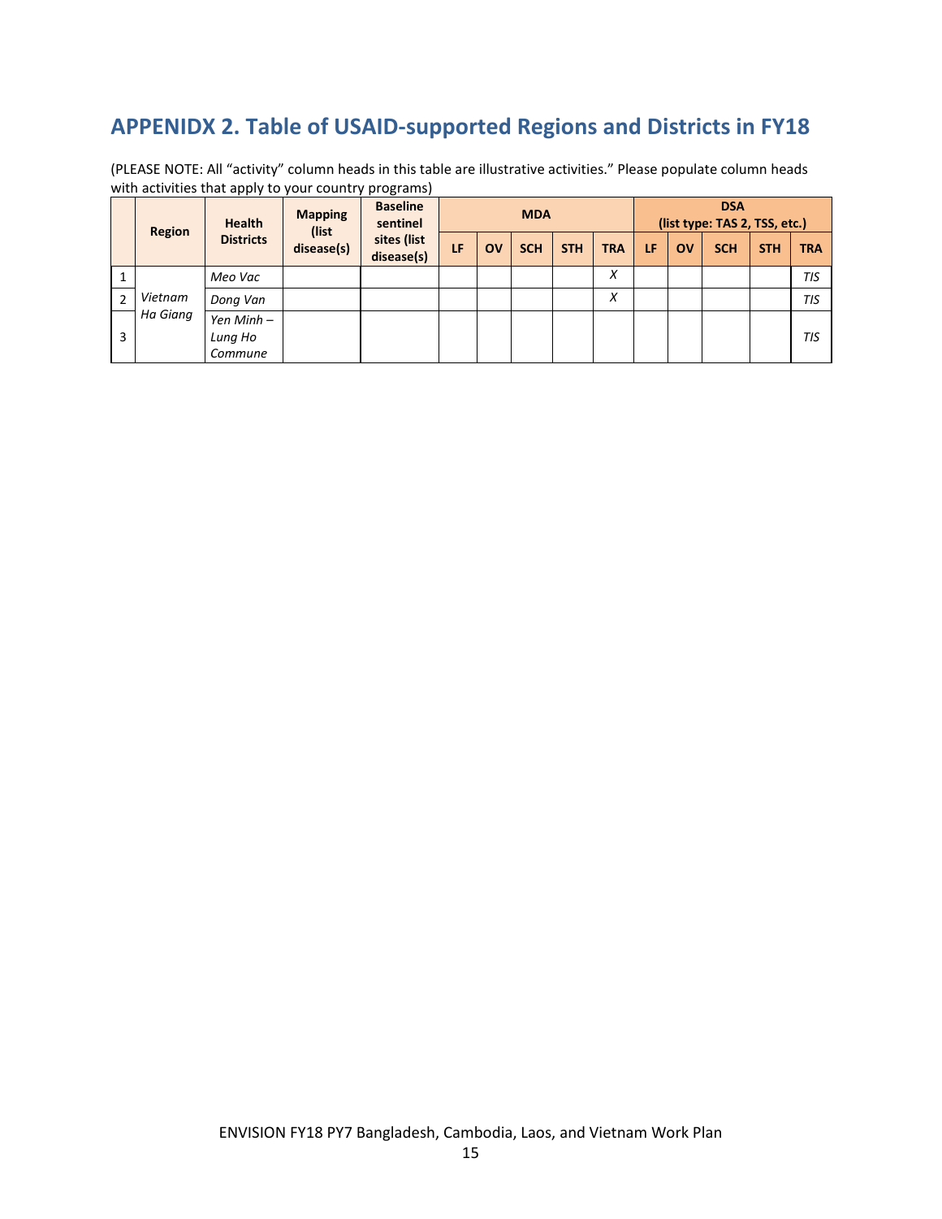## APPENIDX 2. Table of USAID-supported Regions and Districts in FY18

(PLEASE NOTE: All "activity" column heads in this table are illustrative activities." Please populate column heads with activities that apply to your country programs)

| | Region | Health Districts | Mapping (list disease(s) | Baseline sentinel sites (list disease(s) | MDA | | | | | DSA (list type: TAS 2, TSS, etc.) | | | | |
|---|---|---|---|---|---|---|---|---|---|---|---|---|---|---|
| | | | | | LF | OV | SCH | STH | TRA | LF | OV | SCH | STH | TRA |
| 1 | *Vietnam Ha Giang* | *Meo Vac* | | | | | | | *X* | | | | | *TIS* |
| 2 | | *Dong Van* | | | | | | | *X* | | | | | *TIS* |
| 3 | | *Yen Minh – Lung Ho Commune* | | | | | | | | | | | | *TIS* |